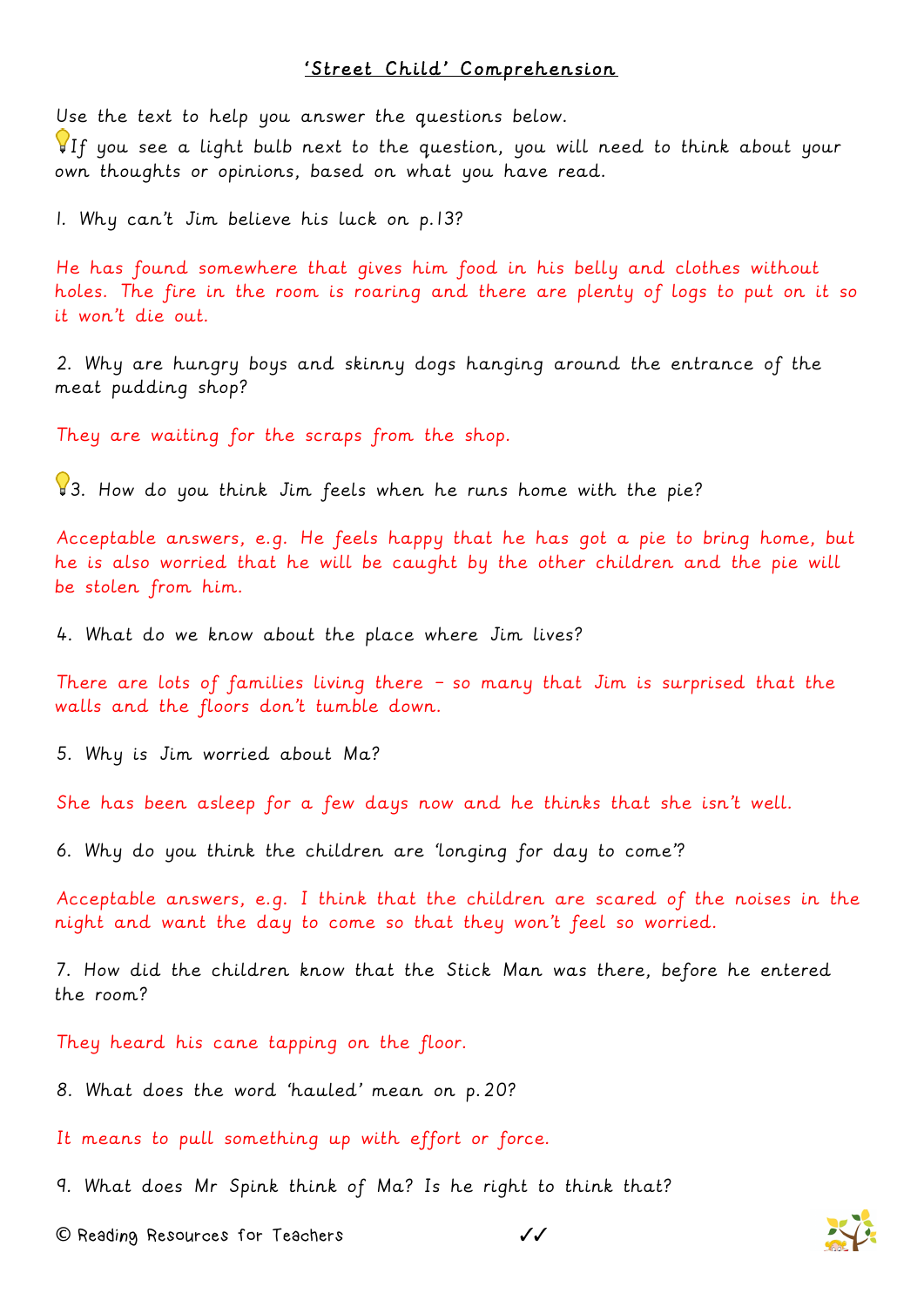# 'Street Child' Comprehension

Use the text to help you answer the questions below.

💡If you see a light bulb next to the question, you will need to think about your own thoughts or opinions, based on what you have read.

1. Why can't Jim believe his luck on p.13?

He has found somewhere that gives him food in his belly and clothes without holes. The fire in the room is roaring and there are plenty of logs to put on it so it won't die out.

2. Why are hungry boys and skinny dogs hanging around the entrance of the meat pudding shop?

They are waiting for the scraps from the shop.

💡3. How do you think Jim feels when he runs home with the pie?

Acceptable answers, e.g. He feels happy that he has got a pie to bring home, but he is also worried that he will be caught by the other children and the pie will be stolen from him.

4. What do we know about the place where Jim lives?

There are lots of families living there – so many that Jim is surprised that the walls and the floors don't tumble down.

5. Why is Jim worried about Ma?

She has been asleep for a few days now and he thinks that she isn't well.

6. Why do you think the children are 'longing for day to come'?

Acceptable answers, e.g. I think that the children are scared of the noises in the night and want the day to come so that they won't feel so worried.

7. How did the children know that the Stick Man was there, before he entered the room?

They heard his cane tapping on the floor.

8. What does the word 'hauled' mean on p.20?

It means to pull something up with effort or force.

9. What does Mr Spink think of Ma? Is he right to think that?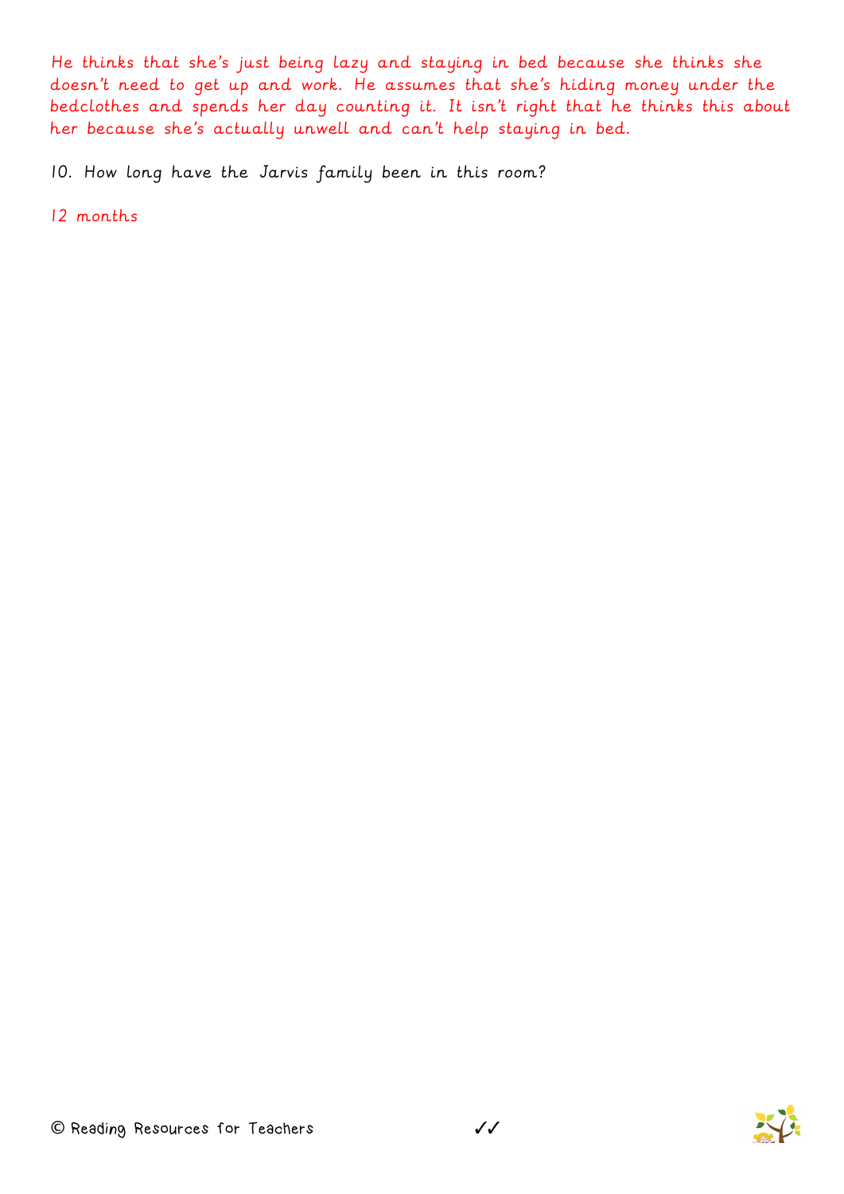He thinks that she's just being lazy and staying in bed because she thinks she doesn't need to get up and work. He assumes that she's hiding money under the bedclothes and spends her day counting it. It isn't right that he thinks this about her because she's actually unwell and can't help staying in bed.

10. How long have the Jarvis family been in this room?

12 months